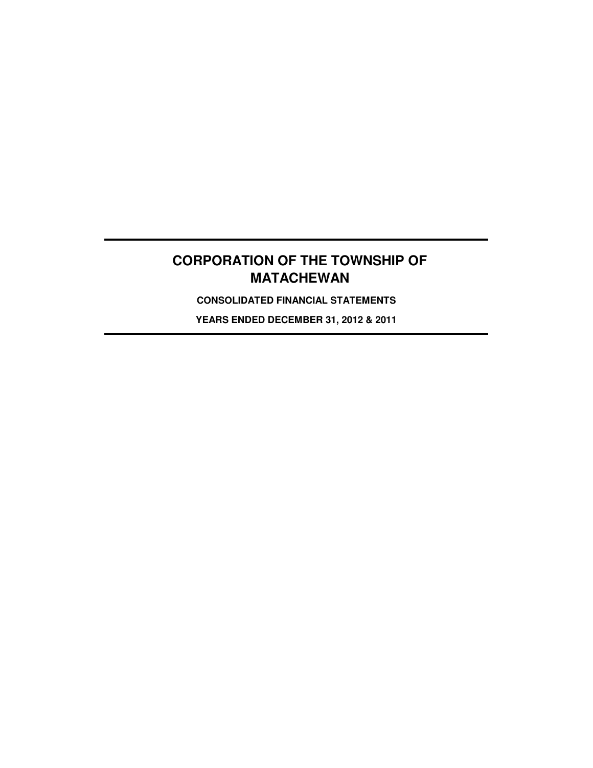# CORPORATION OF THE TOWNSHIP OF MATACHEWAN

**CONSOLIDATED FINANCIAL STATEMENTS**

**YEARS ENDED DECEMBER 31, 2012 & 2011**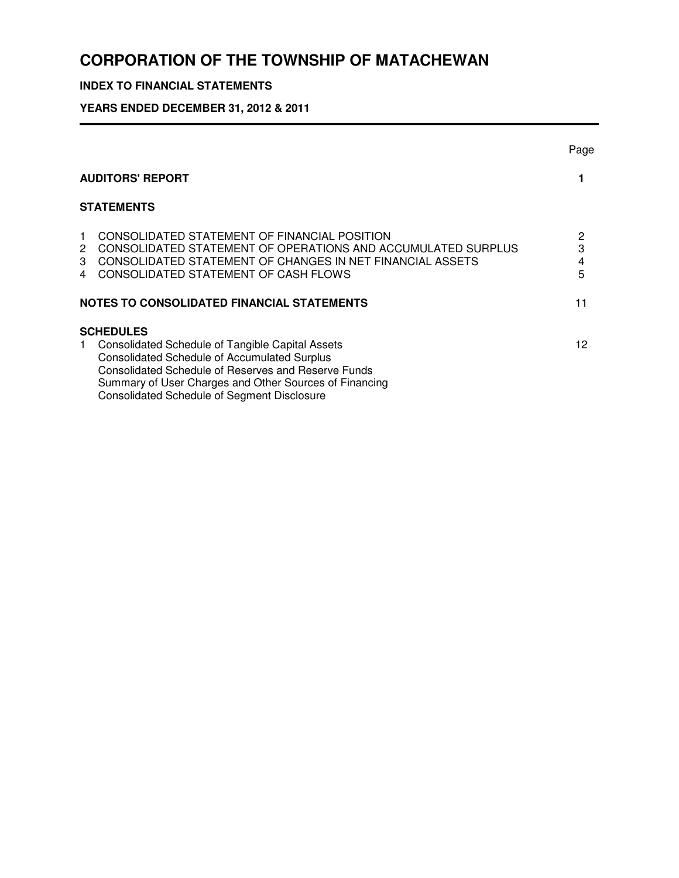# CORPORATION OF THE TOWNSHIP OF MATACHEWAN

## INDEX TO FINANCIAL STATEMENTS

### YEARS ENDED DECEMBER 31, 2012 & 2011

| | | Page |
|---|---|---|
| **AUDITORS' REPORT** | | **1** |
| **STATEMENTS** | | |
| 1 | CONSOLIDATED STATEMENT OF FINANCIAL POSITION | 2 |
| 2 | CONSOLIDATED STATEMENT OF OPERATIONS AND ACCUMULATED SURPLUS | 3 |
| 3 | CONSOLIDATED STATEMENT OF CHANGES IN NET FINANCIAL ASSETS | 4 |
| 4 | CONSOLIDATED STATEMENT OF CASH FLOWS | 5 |
| **NOTES TO CONSOLIDATED FINANCIAL STATEMENTS** | | 11 |
| **SCHEDULES** | | |
| 1 | Consolidated Schedule of Tangible Capital Assets | 12 |
| | Consolidated Schedule of Accumulated Surplus | |
| | Consolidated Schedule of Reserves and Reserve Funds | |
| | Summary of User Charges and Other Sources of Financing | |
| | Consolidated Schedule of Segment Disclosure | |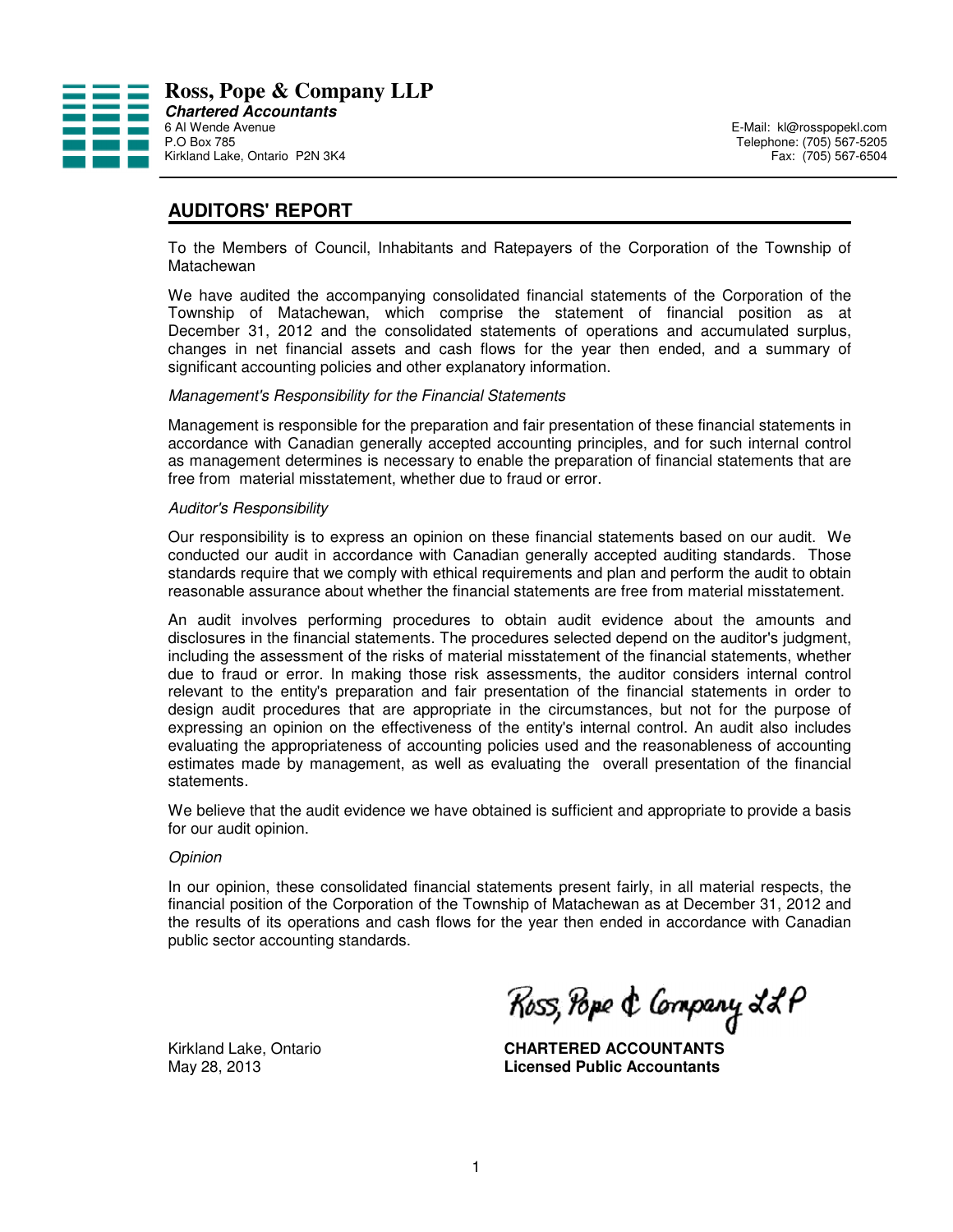**Ross, Pope & Company LLP**
***Chartered Accountants***
6 Al Wende Avenue
P.O Box 785
Kirkland Lake, Ontario P2N 3K4

E-Mail: kl@rosspopekl.com
Telephone: (705) 567-5205
Fax: (705) 567-6504

## AUDITORS' REPORT

To the Members of Council, Inhabitants and Ratepayers of the Corporation of the Township of Matachewan

We have audited the accompanying consolidated financial statements of the Corporation of the Township of Matachewan, which comprise the statement of financial position as at December 31, 2012 and the consolidated statements of operations and accumulated surplus, changes in net financial assets and cash flows for the year then ended, and a summary of significant accounting policies and other explanatory information.

*Management's Responsibility for the Financial Statements*

Management is responsible for the preparation and fair presentation of these financial statements in accordance with Canadian generally accepted accounting principles, and for such internal control as management determines is necessary to enable the preparation of financial statements that are free from material misstatement, whether due to fraud or error.

*Auditor's Responsibility*

Our responsibility is to express an opinion on these financial statements based on our audit. We conducted our audit in accordance with Canadian generally accepted auditing standards. Those standards require that we comply with ethical requirements and plan and perform the audit to obtain reasonable assurance about whether the financial statements are free from material misstatement.

An audit involves performing procedures to obtain audit evidence about the amounts and disclosures in the financial statements. The procedures selected depend on the auditor's judgment, including the assessment of the risks of material misstatement of the financial statements, whether due to fraud or error. In making those risk assessments, the auditor considers internal control relevant to the entity's preparation and fair presentation of the financial statements in order to design audit procedures that are appropriate in the circumstances, but not for the purpose of expressing an opinion on the effectiveness of the entity's internal control. An audit also includes evaluating the appropriateness of accounting policies used and the reasonableness of accounting estimates made by management, as well as evaluating the overall presentation of the financial statements.

We believe that the audit evidence we have obtained is sufficient and appropriate to provide a basis for our audit opinion.

*Opinion*

In our opinion, these consolidated financial statements present fairly, in all material respects, the financial position of the Corporation of the Township of Matachewan as at December 31, 2012 and the results of its operations and cash flows for the year then ended in accordance with Canadian public sector accounting standards.

Ross, Pope & Company LLP

Kirkland Lake, Ontario
May 28, 2013

**CHARTERED ACCOUNTANTS**
**Licensed Public Accountants**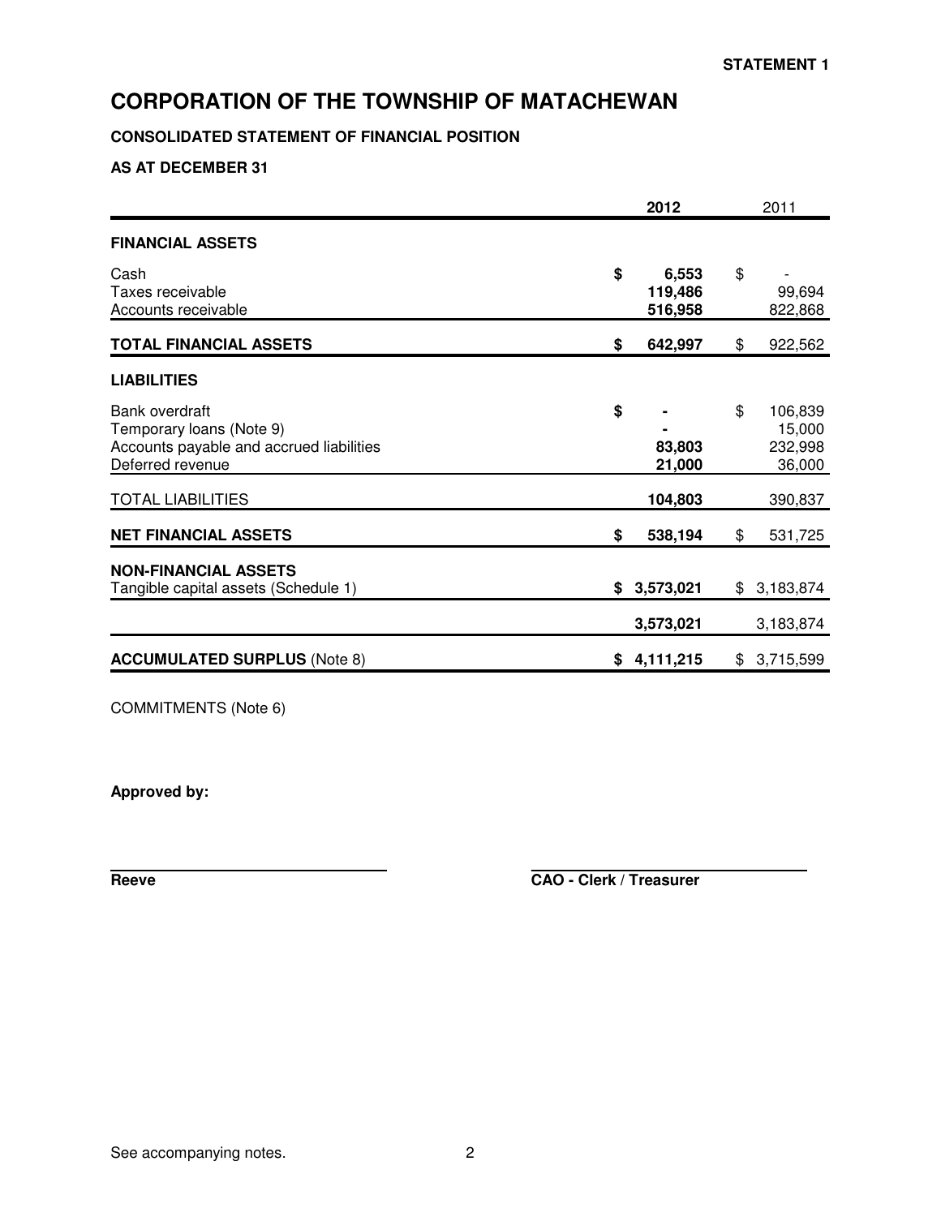STATEMENT 1

# CORPORATION OF THE TOWNSHIP OF MATACHEWAN

### CONSOLIDATED STATEMENT OF FINANCIAL POSITION

### AS AT DECEMBER 31

| | 2012 | 2011 |
|---|---|---|
| **FINANCIAL ASSETS** | | |
| Cash | **$ 6,553** | $ - |
| Taxes receivable | **119,486** | 99,694 |
| Accounts receivable | **516,958** | 822,868 |
| **TOTAL FINANCIAL ASSETS** | **$ 642,997** | $ 922,562 |
| **LIABILITIES** | | |
| Bank overdraft | **$ -** | $ 106,839 |
| Temporary loans (Note 9) | **-** | 15,000 |
| Accounts payable and accrued liabilities | **83,803** | 232,998 |
| Deferred revenue | **21,000** | 36,000 |
| TOTAL LIABILITIES | **104,803** | 390,837 |
| **NET FINANCIAL ASSETS** | **$ 538,194** | $ 531,725 |
| **NON-FINANCIAL ASSETS** | | |
| Tangible capital assets (Schedule 1) | **$ 3,573,021** | $ 3,183,874 |
| | **3,573,021** | 3,183,874 |
| **ACCUMULATED SURPLUS** (Note 8) | **$ 4,111,215** | $ 3,715,599 |

COMMITMENTS (Note 6)

**Approved by:**

**Reeve**

**CAO - Clerk / Treasurer**

See accompanying notes.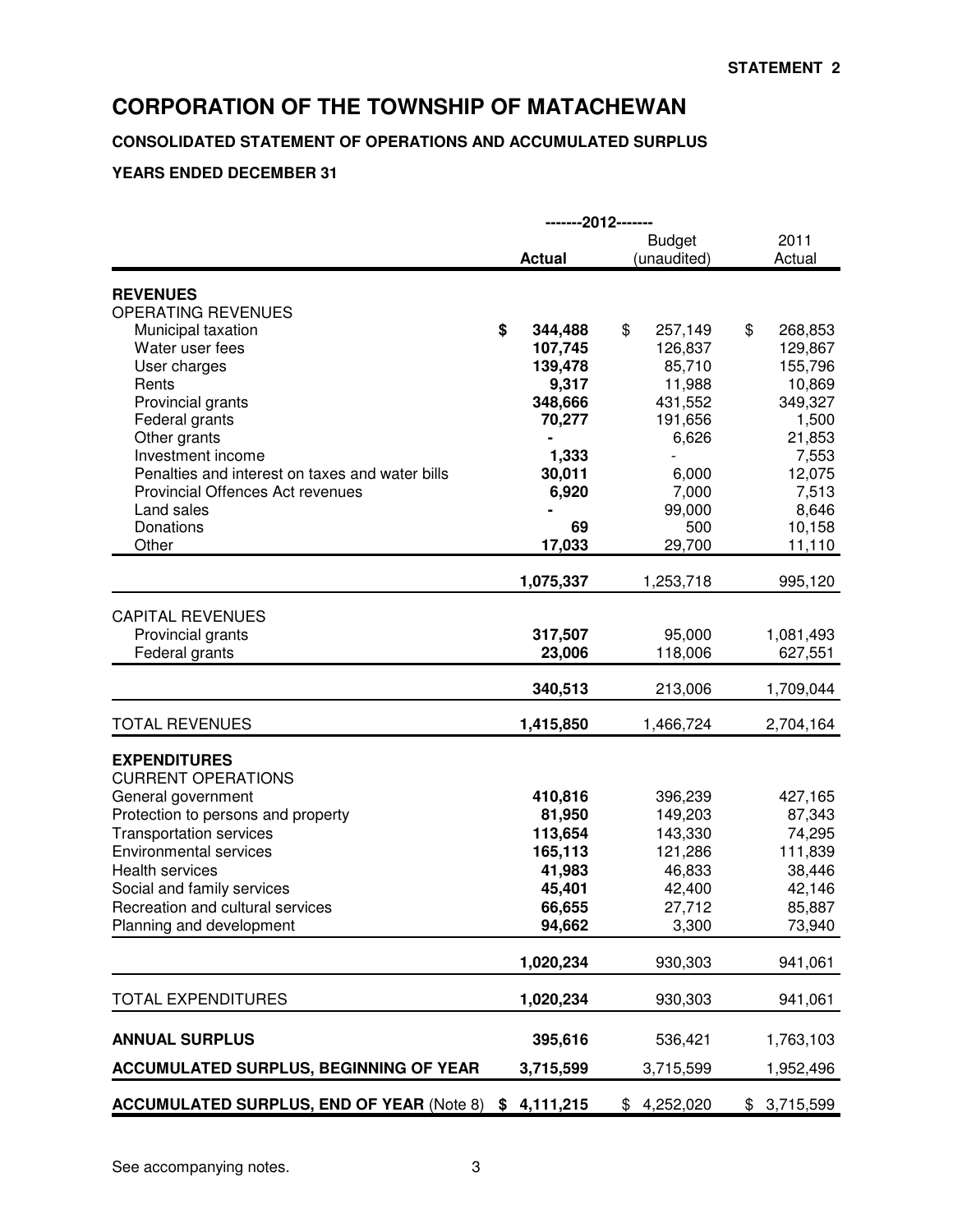**STATEMENT 2**

# CORPORATION OF THE TOWNSHIP OF MATACHEWAN

### CONSOLIDATED STATEMENT OF OPERATIONS AND ACCUMULATED SURPLUS

### YEARS ENDED DECEMBER 31

| | -------2012------- | | |
|---|---|---|---|
| | **Actual** | Budget (unaudited) | 2011 Actual |
| **REVENUES** | | | |
| OPERATING REVENUES | | | |
| Municipal taxation | **$ 344,488** | $ 257,149 | $ 268,853 |
| Water user fees | **107,745** | 126,837 | 129,867 |
| User charges | **139,478** | 85,710 | 155,796 |
| Rents | **9,317** | 11,988 | 10,869 |
| Provincial grants | **348,666** | 431,552 | 349,327 |
| Federal grants | **70,277** | 191,656 | 1,500 |
| Other grants | **-** | 6,626 | 21,853 |
| Investment income | **1,333** | - | 7,553 |
| Penalties and interest on taxes and water bills | **30,011** | 6,000 | 12,075 |
| Provincial Offences Act revenues | **6,920** | 7,000 | 7,513 |
| Land sales | **-** | 99,000 | 8,646 |
| Donations | **69** | 500 | 10,158 |
| Other | **17,033** | 29,700 | 11,110 |
| | **1,075,337** | 1,253,718 | 995,120 |
| CAPITAL REVENUES | | | |
| Provincial grants | **317,507** | 95,000 | 1,081,493 |
| Federal grants | **23,006** | 118,006 | 627,551 |
| | **340,513** | 213,006 | 1,709,044 |
| TOTAL REVENUES | **1,415,850** | 1,466,724 | 2,704,164 |
| **EXPENDITURES** | | | |
| CURRENT OPERATIONS | | | |
| General government | **410,816** | 396,239 | 427,165 |
| Protection to persons and property | **81,950** | 149,203 | 87,343 |
| Transportation services | **113,654** | 143,330 | 74,295 |
| Environmental services | **165,113** | 121,286 | 111,839 |
| Health services | **41,983** | 46,833 | 38,446 |
| Social and family services | **45,401** | 42,400 | 42,146 |
| Recreation and cultural services | **66,655** | 27,712 | 85,887 |
| Planning and development | **94,662** | 3,300 | 73,940 |
| | **1,020,234** | 930,303 | 941,061 |
| TOTAL EXPENDITURES | **1,020,234** | 930,303 | 941,061 |
| **ANNUAL SURPLUS** | **395,616** | 536,421 | 1,763,103 |
| **ACCUMULATED SURPLUS, BEGINNING OF YEAR** | **3,715,599** | 3,715,599 | 1,952,496 |
| **ACCUMULATED SURPLUS, END OF YEAR** (Note 8) | **$ 4,111,215** | $ 4,252,020 | $ 3,715,599 |

See accompanying notes.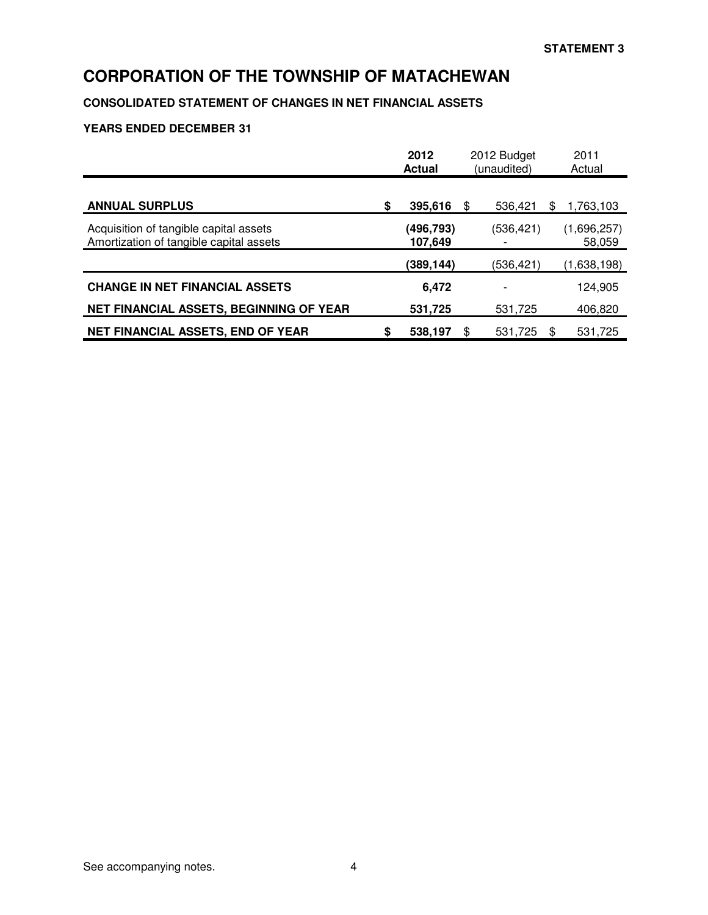**STATEMENT 3**

# CORPORATION OF THE TOWNSHIP OF MATACHEWAN

**CONSOLIDATED STATEMENT OF CHANGES IN NET FINANCIAL ASSETS**

**YEARS ENDED DECEMBER 31**

| | **2012 Actual** | 2012 Budget (unaudited) | 2011 Actual |
|---|---|---|---|
| **ANNUAL SURPLUS** | **$ 395,616** | $ 536,421 | $ 1,763,103 |
| Acquisition of tangible capital assets | **(496,793)** | (536,421) | (1,696,257) |
| Amortization of tangible capital assets | **107,649** | - | 58,059 |
| | **(389,144)** | (536,421) | (1,638,198) |
| **CHANGE IN NET FINANCIAL ASSETS** | **6,472** | - | 124,905 |
| **NET FINANCIAL ASSETS, BEGINNING OF YEAR** | **531,725** | 531,725 | 406,820 |
| **NET FINANCIAL ASSETS, END OF YEAR** | **$ 538,197** | $ 531,725 | $ 531,725 |

See accompanying notes.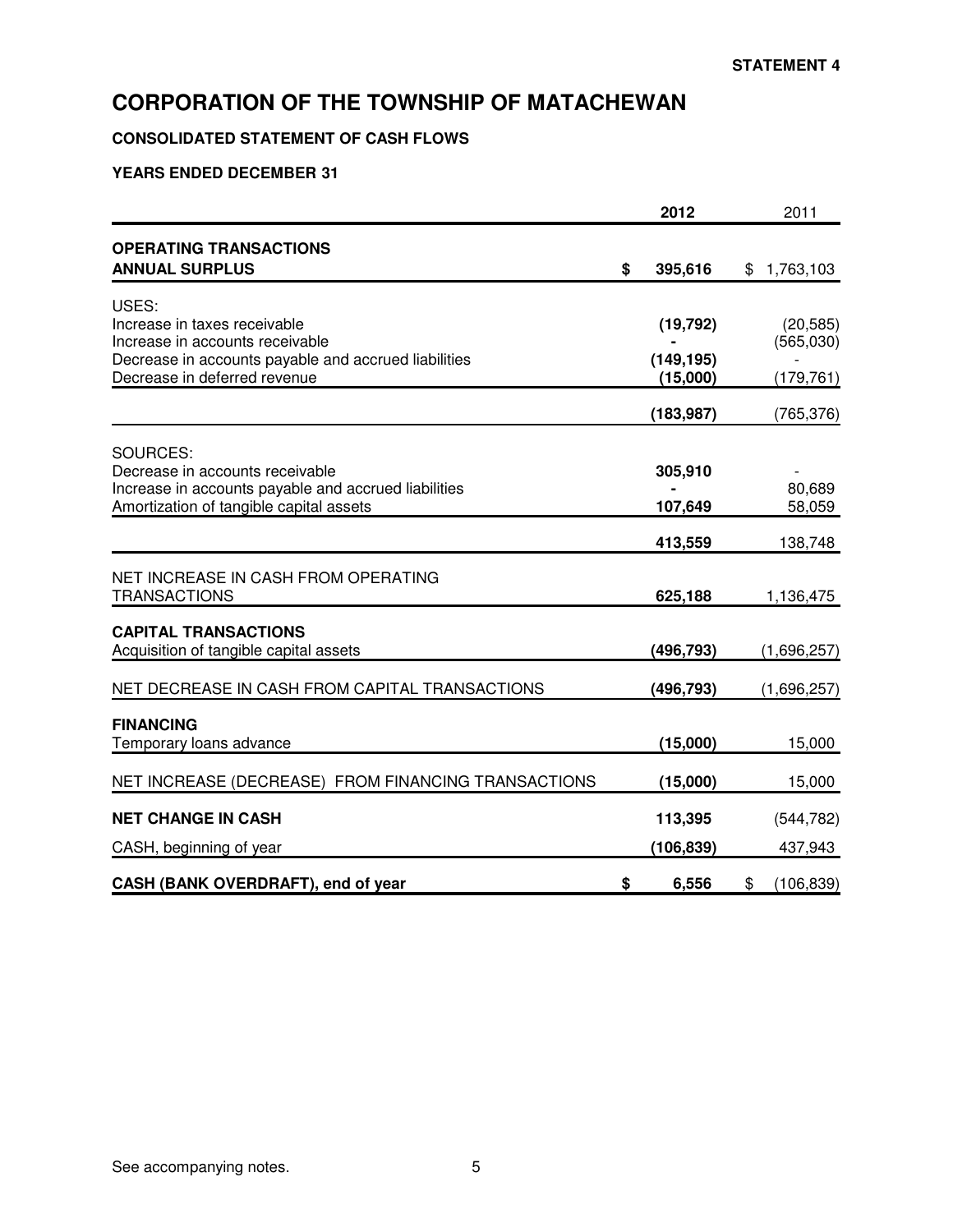STATEMENT 4

# CORPORATION OF THE TOWNSHIP OF MATACHEWAN

**CONSOLIDATED STATEMENT OF CASH FLOWS**

**YEARS ENDED DECEMBER 31**

| | 2012 | 2011 |
|---|---|---|
| **OPERATING TRANSACTIONS** | | |
| **ANNUAL SURPLUS** | **$ 395,616** | $ 1,763,103 |
| USES: | | |
| Increase in taxes receivable | **(19,792)** | (20,585) |
| Increase in accounts receivable | **-** | (565,030) |
| Decrease in accounts payable and accrued liabilities | **(149,195)** | - |
| Decrease in deferred revenue | **(15,000)** | (179,761) |
| | **(183,987)** | (765,376) |
| SOURCES: | | |
| Decrease in accounts receivable | **305,910** | - |
| Increase in accounts payable and accrued liabilities | **-** | 80,689 |
| Amortization of tangible capital assets | **107,649** | 58,059 |
| | **413,559** | 138,748 |
| NET INCREASE IN CASH FROM OPERATING TRANSACTIONS | **625,188** | 1,136,475 |
| **CAPITAL TRANSACTIONS** | | |
| Acquisition of tangible capital assets | **(496,793)** | (1,696,257) |
| NET DECREASE IN CASH FROM CAPITAL TRANSACTIONS | **(496,793)** | (1,696,257) |
| **FINANCING** | | |
| Temporary loans advance | **(15,000)** | 15,000 |
| NET INCREASE (DECREASE) FROM FINANCING TRANSACTIONS | **(15,000)** | 15,000 |
| **NET CHANGE IN CASH** | **113,395** | (544,782) |
| CASH, beginning of year | **(106,839)** | 437,943 |
| **CASH (BANK OVERDRAFT), end of year** | **$ 6,556** | $ (106,839) |

See accompanying notes.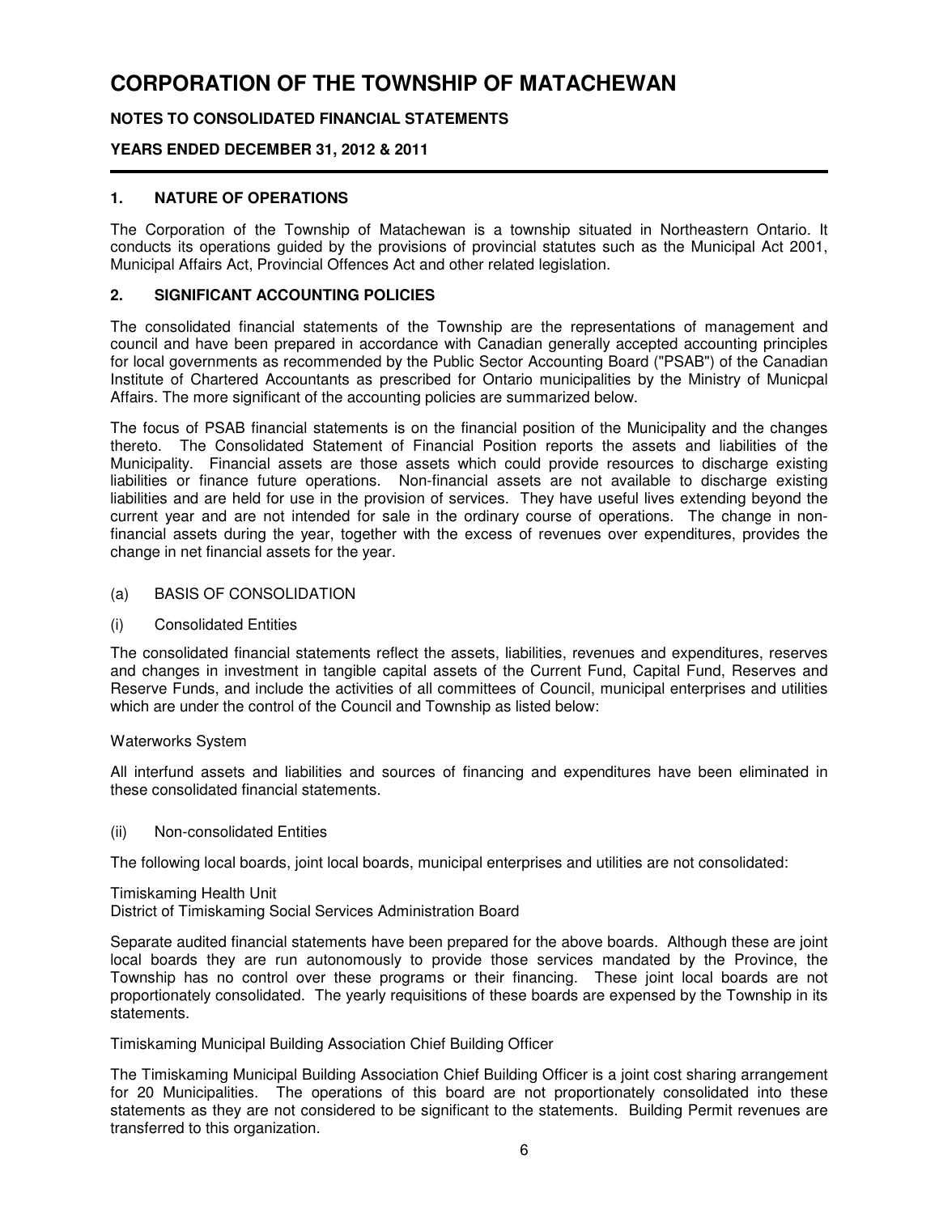# CORPORATION OF THE TOWNSHIP OF MATACHEWAN

**NOTES TO CONSOLIDATED FINANCIAL STATEMENTS**

**YEARS ENDED DECEMBER 31, 2012 & 2011**

## 1. NATURE OF OPERATIONS

The Corporation of the Township of Matachewan is a township situated in Northeastern Ontario. It conducts its operations guided by the provisions of provincial statutes such as the Municipal Act 2001, Municipal Affairs Act, Provincial Offences Act and other related legislation.

## 2. SIGNIFICANT ACCOUNTING POLICIES

The consolidated financial statements of the Township are the representations of management and council and have been prepared in accordance with Canadian generally accepted accounting principles for local governments as recommended by the Public Sector Accounting Board ("PSAB") of the Canadian Institute of Chartered Accountants as prescribed for Ontario municipalities by the Ministry of Municpal Affairs. The more significant of the accounting policies are summarized below.

The focus of PSAB financial statements is on the financial position of the Municipality and the changes thereto. The Consolidated Statement of Financial Position reports the assets and liabilities of the Municipality. Financial assets are those assets which could provide resources to discharge existing liabilities or finance future operations. Non-financial assets are not available to discharge existing liabilities and are held for use in the provision of services. They have useful lives extending beyond the current year and are not intended for sale in the ordinary course of operations. The change in non-financial assets during the year, together with the excess of revenues over expenditures, provides the change in net financial assets for the year.

(a) BASIS OF CONSOLIDATION

(i) Consolidated Entities

The consolidated financial statements reflect the assets, liabilities, revenues and expenditures, reserves and changes in investment in tangible capital assets of the Current Fund, Capital Fund, Reserves and Reserve Funds, and include the activities of all committees of Council, municipal enterprises and utilities which are under the control of the Council and Township as listed below:

Waterworks System

All interfund assets and liabilities and sources of financing and expenditures have been eliminated in these consolidated financial statements.

(ii) Non-consolidated Entities

The following local boards, joint local boards, municipal enterprises and utilities are not consolidated:

Timiskaming Health Unit
District of Timiskaming Social Services Administration Board

Separate audited financial statements have been prepared for the above boards. Although these are joint local boards they are run autonomously to provide those services mandated by the Province, the Township has no control over these programs or their financing. These joint local boards are not proportionately consolidated. The yearly requisitions of these boards are expensed by the Township in its statements.

Timiskaming Municipal Building Association Chief Building Officer

The Timiskaming Municipal Building Association Chief Building Officer is a joint cost sharing arrangement for 20 Municipalities. The operations of this board are not proportionately consolidated into these statements as they are not considered to be significant to the statements. Building Permit revenues are transferred to this organization.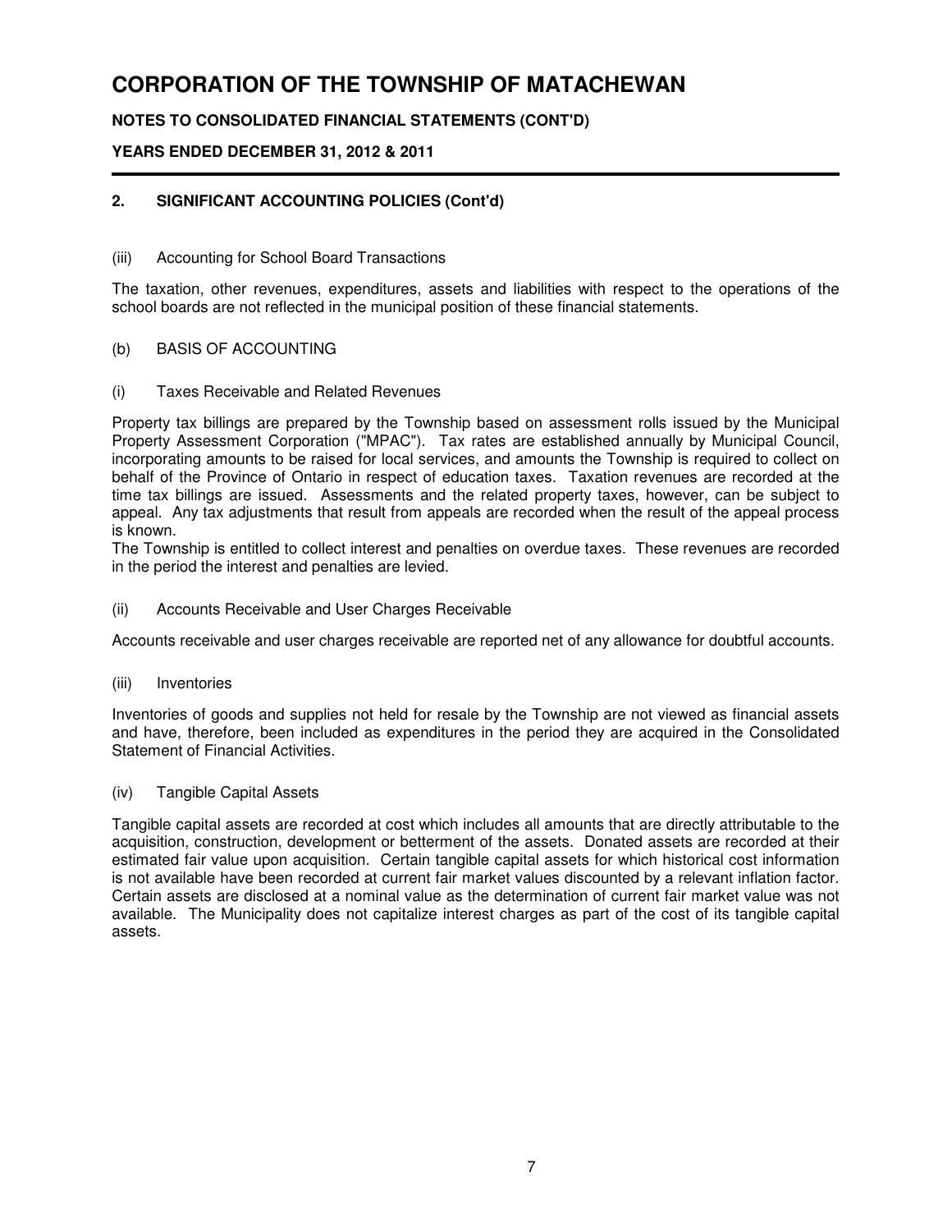# CORPORATION OF THE TOWNSHIP OF MATACHEWAN

**NOTES TO CONSOLIDATED FINANCIAL STATEMENTS (CONT'D)**

**YEARS ENDED DECEMBER 31, 2012 & 2011**

## 2. SIGNIFICANT ACCOUNTING POLICIES (Cont'd)

(iii) Accounting for School Board Transactions

The taxation, other revenues, expenditures, assets and liabilities with respect to the operations of the school boards are not reflected in the municipal position of these financial statements.

(b) BASIS OF ACCOUNTING

(i) Taxes Receivable and Related Revenues

Property tax billings are prepared by the Township based on assessment rolls issued by the Municipal Property Assessment Corporation ("MPAC"). Tax rates are established annually by Municipal Council, incorporating amounts to be raised for local services, and amounts the Township is required to collect on behalf of the Province of Ontario in respect of education taxes. Taxation revenues are recorded at the time tax billings are issued. Assessments and the related property taxes, however, can be subject to appeal. Any tax adjustments that result from appeals are recorded when the result of the appeal process is known.
The Township is entitled to collect interest and penalties on overdue taxes. These revenues are recorded in the period the interest and penalties are levied.

(ii) Accounts Receivable and User Charges Receivable

Accounts receivable and user charges receivable are reported net of any allowance for doubtful accounts.

(iii) Inventories

Inventories of goods and supplies not held for resale by the Township are not viewed as financial assets and have, therefore, been included as expenditures in the period they are acquired in the Consolidated Statement of Financial Activities.

(iv) Tangible Capital Assets

Tangible capital assets are recorded at cost which includes all amounts that are directly attributable to the acquisition, construction, development or betterment of the assets. Donated assets are recorded at their estimated fair value upon acquisition. Certain tangible capital assets for which historical cost information is not available have been recorded at current fair market values discounted by a relevant inflation factor. Certain assets are disclosed at a nominal value as the determination of current fair market value was not available. The Municipality does not capitalize interest charges as part of the cost of its tangible capital assets.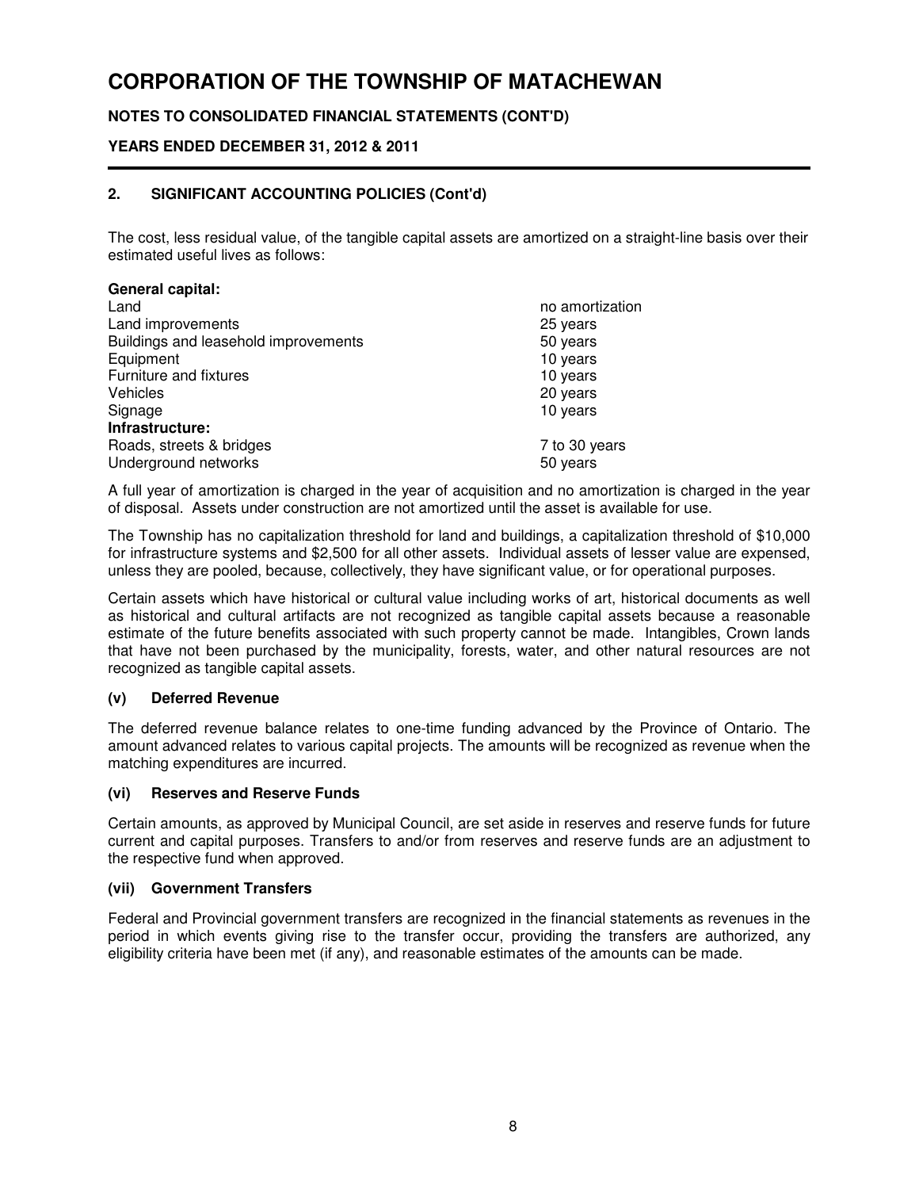# CORPORATION OF THE TOWNSHIP OF MATACHEWAN

**NOTES TO CONSOLIDATED FINANCIAL STATEMENTS (CONT'D)**

**YEARS ENDED DECEMBER 31, 2012 & 2011**

## 2. SIGNIFICANT ACCOUNTING POLICIES (Cont'd)

The cost, less residual value, of the tangible capital assets are amortized on a straight-line basis over their estimated useful lives as follows:

| | |
|---|---|
| **General capital:** | |
| Land | no amortization |
| Land improvements | 25 years |
| Buildings and leasehold improvements | 50 years |
| Equipment | 10 years |
| Furniture and fixtures | 10 years |
| Vehicles | 20 years |
| Signage | 10 years |
| **Infrastructure:** | |
| Roads, streets & bridges | 7 to 30 years |
| Underground networks | 50 years |

A full year of amortization is charged in the year of acquisition and no amortization is charged in the year of disposal. Assets under construction are not amortized until the asset is available for use.

The Township has no capitalization threshold for land and buildings, a capitalization threshold of $10,000 for infrastructure systems and $2,500 for all other assets. Individual assets of lesser value are expensed, unless they are pooled, because, collectively, they have significant value, or for operational purposes.

Certain assets which have historical or cultural value including works of art, historical documents as well as historical and cultural artifacts are not recognized as tangible capital assets because a reasonable estimate of the future benefits associated with such property cannot be made. Intangibles, Crown lands that have not been purchased by the municipality, forests, water, and other natural resources are not recognized as tangible capital assets.

### (v) Deferred Revenue

The deferred revenue balance relates to one-time funding advanced by the Province of Ontario. The amount advanced relates to various capital projects. The amounts will be recognized as revenue when the matching expenditures are incurred.

### (vi) Reserves and Reserve Funds

Certain amounts, as approved by Municipal Council, are set aside in reserves and reserve funds for future current and capital purposes. Transfers to and/or from reserves and reserve funds are an adjustment to the respective fund when approved.

### (vii) Government Transfers

Federal and Provincial government transfers are recognized in the financial statements as revenues in the period in which events giving rise to the transfer occur, providing the transfers are authorized, any eligibility criteria have been met (if any), and reasonable estimates of the amounts can be made.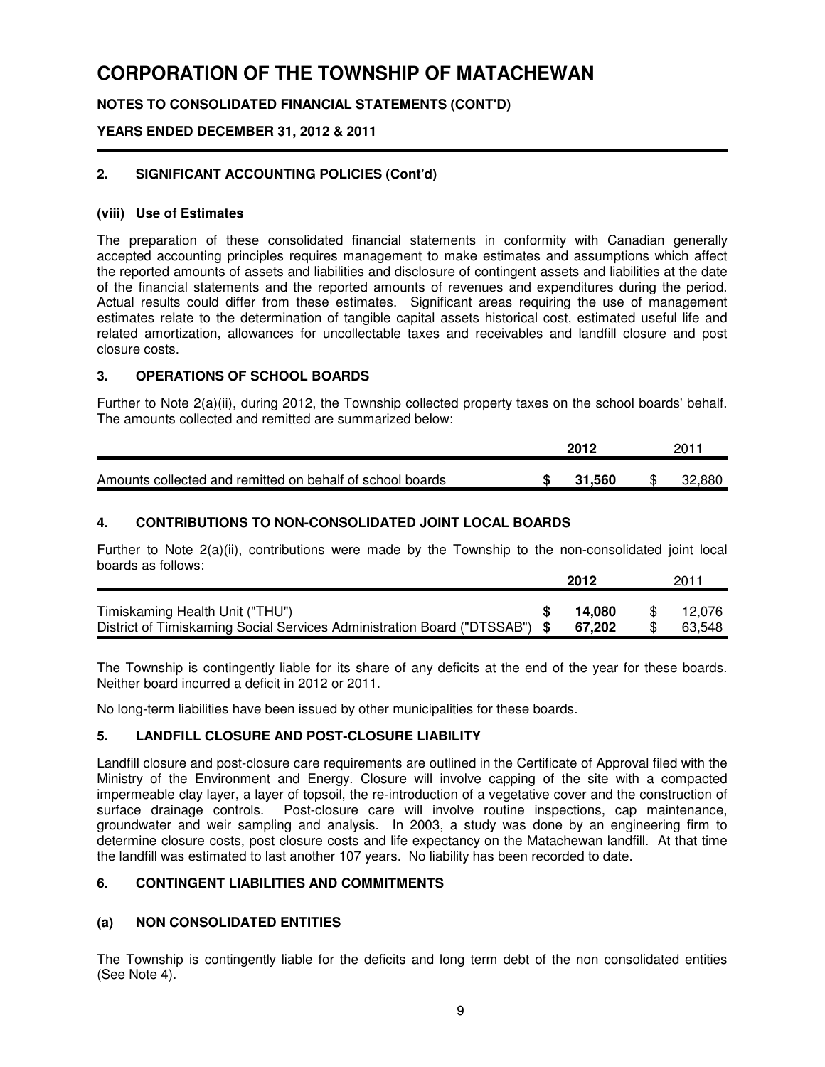# CORPORATION OF THE TOWNSHIP OF MATACHEWAN

**NOTES TO CONSOLIDATED FINANCIAL STATEMENTS (CONT'D)**

**YEARS ENDED DECEMBER 31, 2012 & 2011**

## 2. SIGNIFICANT ACCOUNTING POLICIES (Cont'd)

### (viii) Use of Estimates

The preparation of these consolidated financial statements in conformity with Canadian generally accepted accounting principles requires management to make estimates and assumptions which affect the reported amounts of assets and liabilities and disclosure of contingent assets and liabilities at the date of the financial statements and the reported amounts of revenues and expenditures during the period. Actual results could differ from these estimates. Significant areas requiring the use of management estimates relate to the determination of tangible capital assets historical cost, estimated useful life and related amortization, allowances for uncollectable taxes and receivables and landfill closure and post closure costs.

## 3. OPERATIONS OF SCHOOL BOARDS

Further to Note 2(a)(ii), during 2012, the Township collected property taxes on the school boards' behalf. The amounts collected and remitted are summarized below:

| | **2012** | 2011 |
|---|---|---|
| Amounts collected and remitted on behalf of school boards | **$ 31,560** | $ 32,880 |

## 4. CONTRIBUTIONS TO NON-CONSOLIDATED JOINT LOCAL BOARDS

Further to Note 2(a)(ii), contributions were made by the Township to the non-consolidated joint local boards as follows:

| | **2012** | 2011 |
|---|---|---|
| Timiskaming Health Unit ("THU") | **$ 14,080** | $ 12,076 |
| District of Timiskaming Social Services Administration Board ("DTSSAB") | **$ 67,202** | $ 63,548 |

The Township is contingently liable for its share of any deficits at the end of the year for these boards. Neither board incurred a deficit in 2012 or 2011.

No long-term liabilities have been issued by other municipalities for these boards.

## 5. LANDFILL CLOSURE AND POST-CLOSURE LIABILITY

Landfill closure and post-closure care requirements are outlined in the Certificate of Approval filed with the Ministry of the Environment and Energy. Closure will involve capping of the site with a compacted impermeable clay layer, a layer of topsoil, the re-introduction of a vegetative cover and the construction of surface drainage controls. Post-closure care will involve routine inspections, cap maintenance, groundwater and weir sampling and analysis. In 2003, a study was done by an engineering firm to determine closure costs, post closure costs and life expectancy on the Matachewan landfill. At that time the landfill was estimated to last another 107 years. No liability has been recorded to date.

## 6. CONTINGENT LIABILITIES AND COMMITMENTS

### (a) NON CONSOLIDATED ENTITIES

The Township is contingently liable for the deficits and long term debt of the non consolidated entities (See Note 4).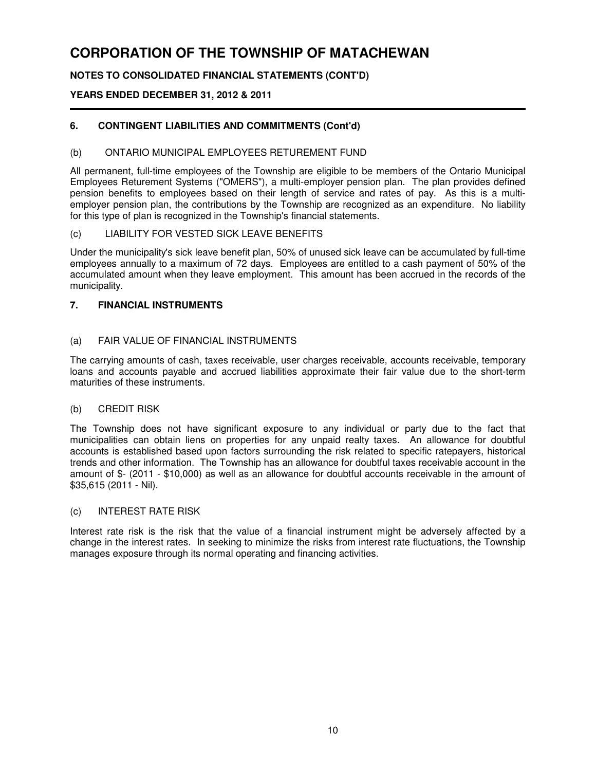# CORPORATION OF THE TOWNSHIP OF MATACHEWAN

**NOTES TO CONSOLIDATED FINANCIAL STATEMENTS (CONT'D)**

**YEARS ENDED DECEMBER 31, 2012 & 2011**

---

### 6. CONTINGENT LIABILITIES AND COMMITMENTS (Cont'd)

(b) ONTARIO MUNICIPAL EMPLOYEES RETUREMENT FUND

All permanent, full-time employees of the Township are eligible to be members of the Ontario Municipal Employees Returement Systems ("OMERS"), a multi-employer pension plan. The plan provides defined pension benefits to employees based on their length of service and rates of pay. As this is a multi-employer pension plan, the contributions by the Township are recognized as an expenditure. No liability for this type of plan is recognized in the Township's financial statements.

(c) LIABILITY FOR VESTED SICK LEAVE BENEFITS

Under the municipality's sick leave benefit plan, 50% of unused sick leave can be accumulated by full-time employees annually to a maximum of 72 days. Employees are entitled to a cash payment of 50% of the accumulated amount when they leave employment. This amount has been accrued in the records of the municipality.

### 7. FINANCIAL INSTRUMENTS

(a) FAIR VALUE OF FINANCIAL INSTRUMENTS

The carrying amounts of cash, taxes receivable, user charges receivable, accounts receivable, temporary loans and accounts payable and accrued liabilities approximate their fair value due to the short-term maturities of these instruments.

(b) CREDIT RISK

The Township does not have significant exposure to any individual or party due to the fact that municipalities can obtain liens on properties for any unpaid realty taxes. An allowance for doubtful accounts is established based upon factors surrounding the risk related to specific ratepayers, historical trends and other information. The Township has an allowance for doubtful taxes receivable account in the amount of $- (2011 - $10,000) as well as an allowance for doubtful accounts receivable in the amount of $35,615 (2011 - Nil).

(c) INTEREST RATE RISK

Interest rate risk is the risk that the value of a financial instrument might be adversely affected by a change in the interest rates. In seeking to minimize the risks from interest rate fluctuations, the Township manages exposure through its normal operating and financing activities.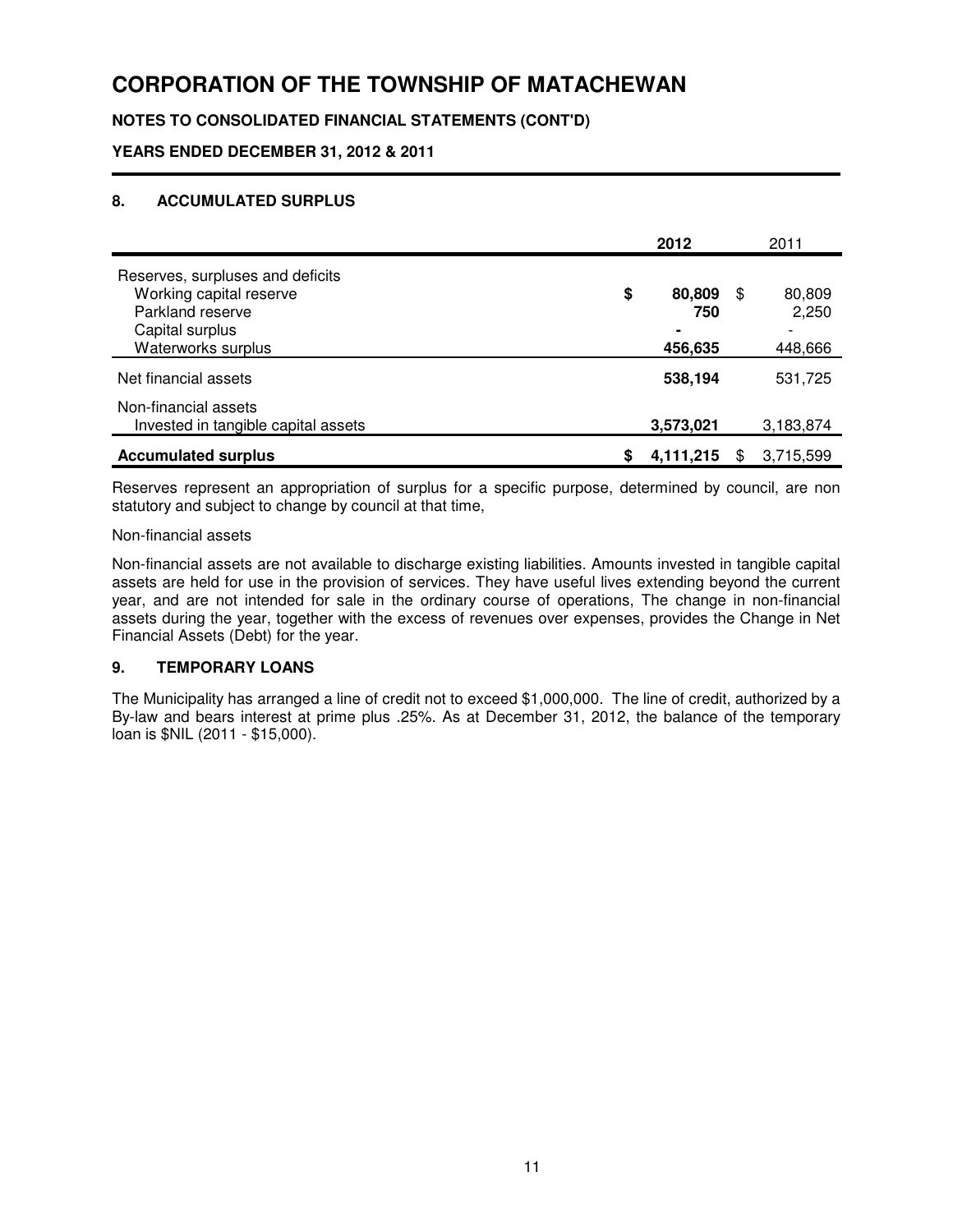# CORPORATION OF THE TOWNSHIP OF MATACHEWAN

**NOTES TO CONSOLIDATED FINANCIAL STATEMENTS (CONT'D)**

**YEARS ENDED DECEMBER 31, 2012 & 2011**

## 8. ACCUMULATED SURPLUS

| | **2012** | 2011 |
|---|---|---|
| Reserves, surpluses and deficits | | |
| Working capital reserve | **$ 80,809** | $ 80,809 |
| Parkland reserve | **750** | 2,250 |
| Capital surplus | **-** | - |
| Waterworks surplus | **456,635** | 448,666 |
| Net financial assets | **538,194** | 531,725 |
| Non-financial assets | | |
| Invested in tangible capital assets | **3,573,021** | 3,183,874 |
| **Accumulated surplus** | **$ 4,111,215** | $ 3,715,599 |

Reserves represent an appropriation of surplus for a specific purpose, determined by council, are non statutory and subject to change by council at that time,

Non-financial assets

Non-financial assets are not available to discharge existing liabilities. Amounts invested in tangible capital assets are held for use in the provision of services. They have useful lives extending beyond the current year, and are not intended for sale in the ordinary course of operations, The change in non-financial assets during the year, together with the excess of revenues over expenses, provides the Change in Net Financial Assets (Debt) for the year.

## 9. TEMPORARY LOANS

The Municipality has arranged a line of credit not to exceed $1,000,000. The line of credit, authorized by a By-law and bears interest at prime plus .25%. As at December 31, 2012, the balance of the temporary loan is $NIL (2011 - $15,000).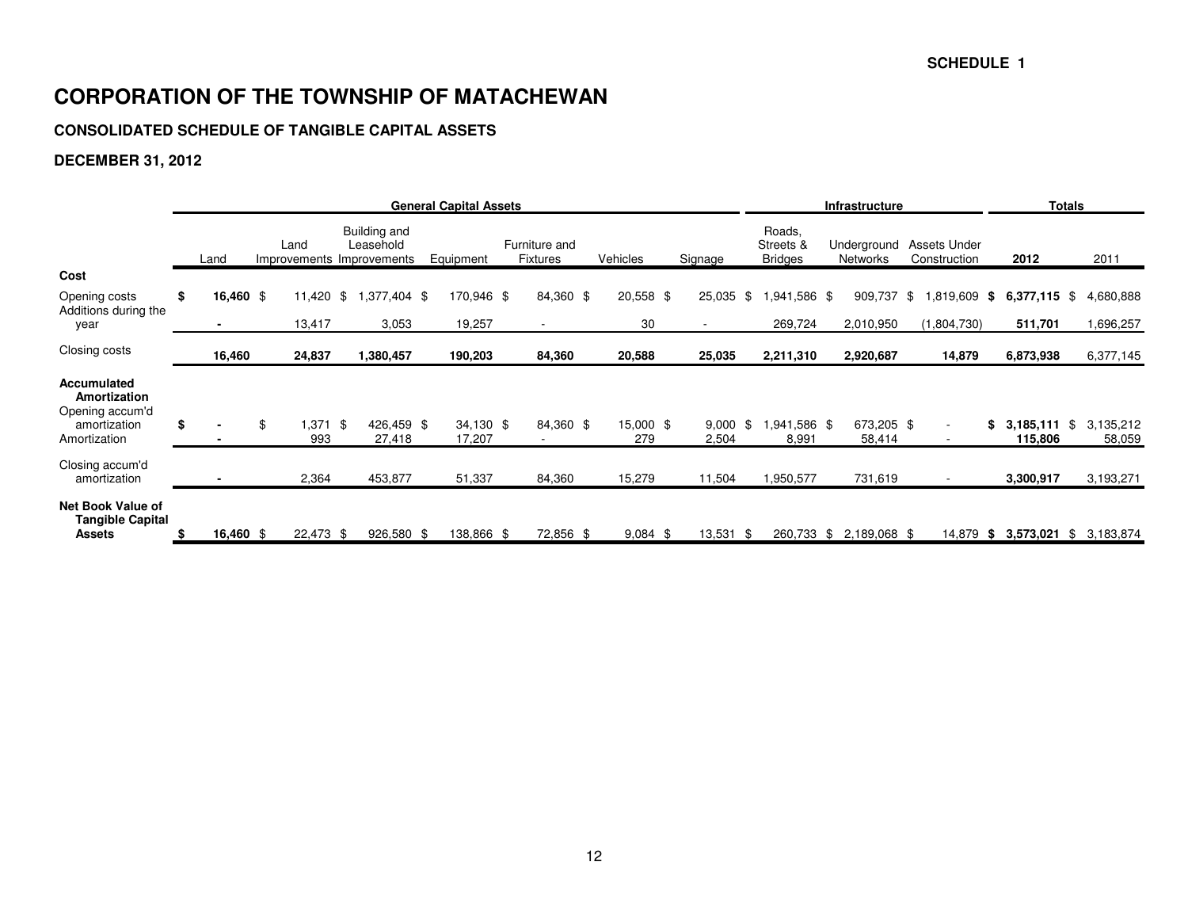SCHEDULE 1

# CORPORATION OF THE TOWNSHIP OF MATACHEWAN

### CONSOLIDATED SCHEDULE OF TANGIBLE CAPITAL ASSETS

### DECEMBER 31, 2012

| | General Capital Assets | | | | | | | Infrastructure | | | Totals | |
|---|---|---|---|---|---|---|---|---|---|---|---|---|
| | Land | Land Improvements | Building and Leasehold Improvements | Equipment | Furniture and Fixtures | Vehicles | Signage | Roads, Streets & Bridges | Underground Networks | Assets Under Construction | **2012** | 2011 |
| **Cost** | | | | | | | | | | | | |
| Opening costs | **$ 16,460** | $ 11,420 | $ 1,377,404 | $ 170,946 | $ 84,360 | $ 20,558 | $ 25,035 | $ 1,941,586 | $ 909,737 | $ 1,819,609 | **$ 6,377,115** | $ 4,680,888 |
| Additions during the year | **-** | 13,417 | 3,053 | 19,257 | - | 30 | - | 269,724 | 2,010,950 | (1,804,730) | **511,701** | 1,696,257 |
| Closing costs | **16,460** | **24,837** | **1,380,457** | **190,203** | **84,360** | **20,588** | **25,035** | **2,211,310** | **2,920,687** | **14,879** | **6,873,938** | 6,377,145 |
| **Accumulated Amortization** | | | | | | | | | | | | |
| Opening accum'd amortization | **$ -** | $ 1,371 | $ 426,459 | $ 34,130 | $ 84,360 | $ 15,000 | $ 9,000 | $ 1,941,586 | $ 673,205 | $ - | **$ 3,185,111** | $ 3,135,212 |
| Amortization | **-** | 993 | 27,418 | 17,207 | - | 279 | 2,504 | 8,991 | 58,414 | - | **115,806** | 58,059 |
| Closing accum'd amortization | **-** | 2,364 | 453,877 | 51,337 | 84,360 | 15,279 | 11,504 | 1,950,577 | 731,619 | - | **3,300,917** | 3,193,271 |
| **Net Book Value of Tangible Capital Assets** | **$ 16,460** | $ 22,473 | $ 926,580 | $ 138,866 | $ 72,856 | $ 9,084 | $ 13,531 | $ 260,733 | $ 2,189,068 | $ 14,879 | **$ 3,573,021** | $ 3,183,874 |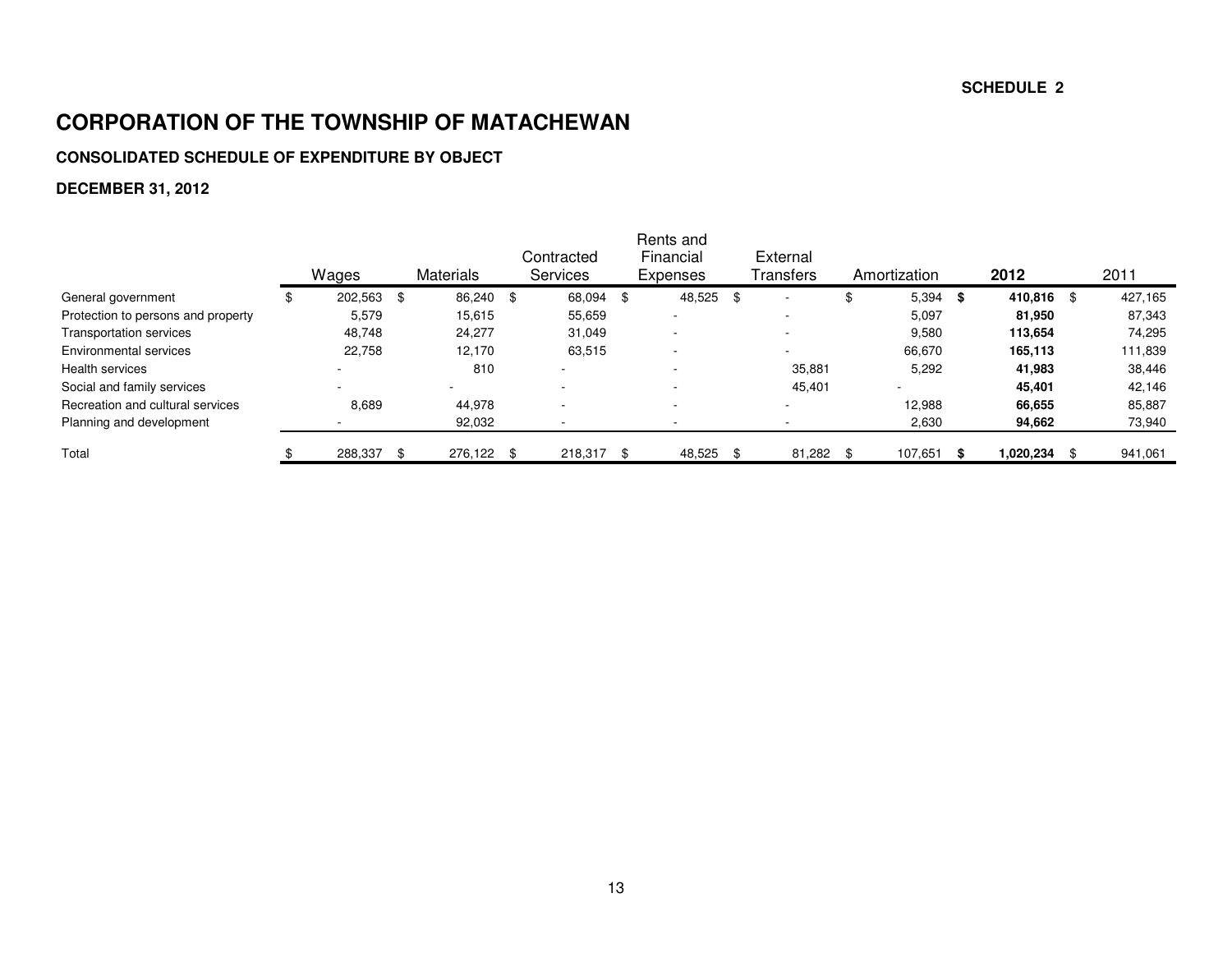SCHEDULE 2

# CORPORATION OF THE TOWNSHIP OF MATACHEWAN

### CONSOLIDATED SCHEDULE OF EXPENDITURE BY OBJECT

### DECEMBER 31, 2012

| | Wages | Materials | Contracted Services | Rents and Financial Expenses | External Transfers | Amortization | **2012** | 2011 |
|---|---|---|---|---|---|---|---|---|
| General government | $ 202,563 | $ 86,240 | $ 68,094 | $ 48,525 | $ - | $ 5,394 | **$ 410,816** | $ 427,165 |
| Protection to persons and property | 5,579 | 15,615 | 55,659 | - | - | 5,097 | **81,950** | 87,343 |
| Transportation services | 48,748 | 24,277 | 31,049 | - | - | 9,580 | **113,654** | 74,295 |
| Environmental services | 22,758 | 12,170 | 63,515 | - | - | 66,670 | **165,113** | 111,839 |
| Health services | - | 810 | - | - | 35,881 | 5,292 | **41,983** | 38,446 |
| Social and family services | - | - | - | - | 45,401 | - | **45,401** | 42,146 |
| Recreation and cultural services | 8,689 | 44,978 | - | - | - | 12,988 | **66,655** | 85,887 |
| Planning and development | - | 92,032 | - | - | - | 2,630 | **94,662** | 73,940 |
| Total | $ 288,337 | $ 276,122 | $ 218,317 | $ 48,525 | $ 81,282 | $ 107,651 | **$ 1,020,234** | $ 941,061 |